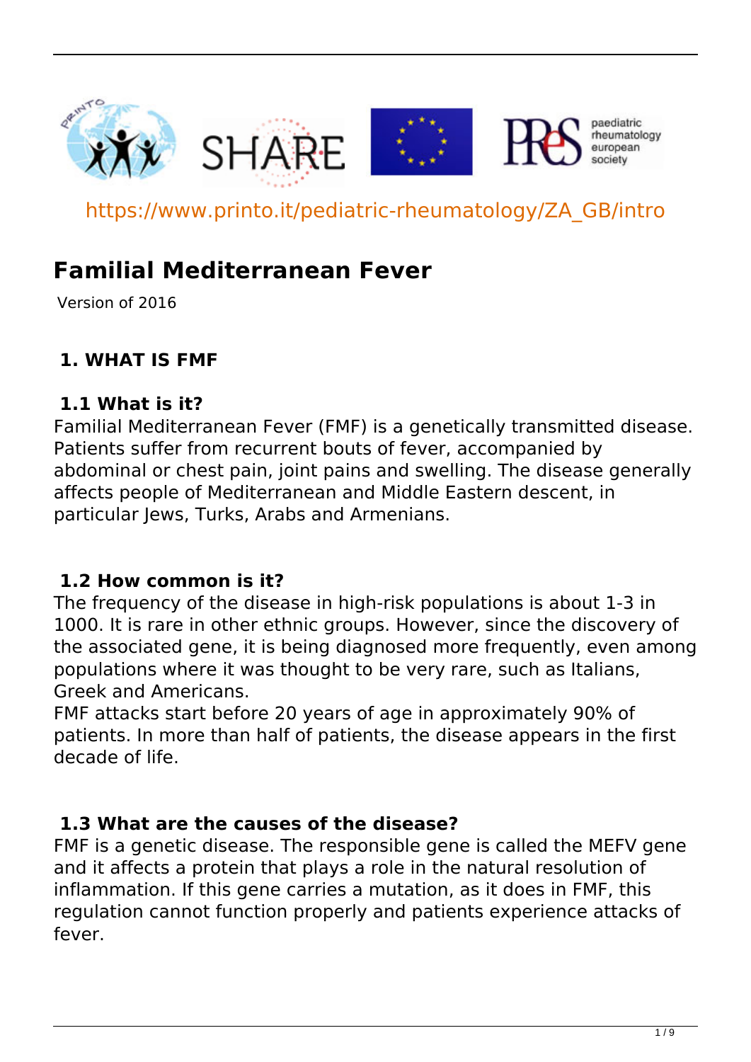https://www.printo.it/pediatric-rheumatology/ZA_GB/intro

# Familial Mediterranean Fever

Version of 2016

## 1. WHAT IS FMF

### 1.1 What is it?

Familial Mediterranean Fever (FMF) is a genetically transmitted disease. Patients suffer from recurrent bouts of fever, accompanied by abdominal or chest pain, joint pains and swelling. The disease generally affects people of Mediterranean and Middle Eastern descent, in particular Jews, Turks, Arabs and Armenians.

### 1.2 How common is it?

The frequency of the disease in high-risk populations is about 1-3 in 1000. It is rare in other ethnic groups. However, since the discovery of the associated gene, it is being diagnosed more frequently, even among populations where it was thought to be very rare, such as Italians, Greek and Americans.

FMF attacks start before 20 years of age in approximately 90% of patients. In more than half of patients, the disease appears in the first decade of life.

### 1.3 What are the causes of the disease?

FMF is a genetic disease. The responsible gene is called the MEFV gene and it affects a protein that plays a role in the natural resolution of inflammation. If this gene carries a mutation, as it does in FMF, this regulation cannot function properly and patients experience attacks of fever.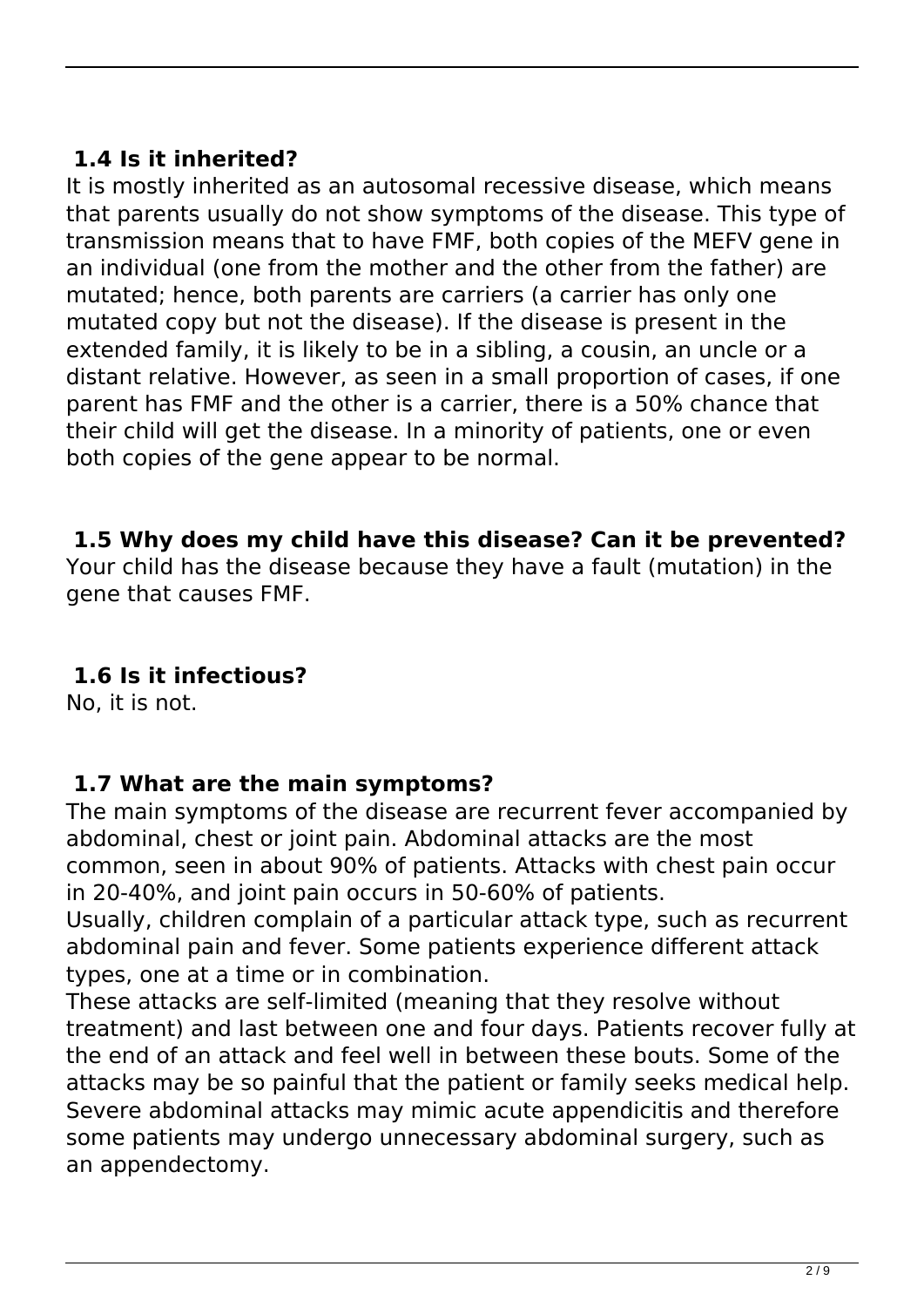### 1.4 Is it inherited?

It is mostly inherited as an autosomal recessive disease, which means that parents usually do not show symptoms of the disease. This type of transmission means that to have FMF, both copies of the MEFV gene in an individual (one from the mother and the other from the father) are mutated; hence, both parents are carriers (a carrier has only one mutated copy but not the disease). If the disease is present in the extended family, it is likely to be in a sibling, a cousin, an uncle or a distant relative. However, as seen in a small proportion of cases, if one parent has FMF and the other is a carrier, there is a 50% chance that their child will get the disease. In a minority of patients, one or even both copies of the gene appear to be normal.

### 1.5 Why does my child have this disease? Can it be prevented?

Your child has the disease because they have a fault (mutation) in the gene that causes FMF.

### 1.6 Is it infectious?

No, it is not.

### 1.7 What are the main symptoms?

The main symptoms of the disease are recurrent fever accompanied by abdominal, chest or joint pain. Abdominal attacks are the most common, seen in about 90% of patients. Attacks with chest pain occur in 20-40%, and joint pain occurs in 50-60% of patients.

Usually, children complain of a particular attack type, such as recurrent abdominal pain and fever. Some patients experience different attack types, one at a time or in combination.

These attacks are self-limited (meaning that they resolve without treatment) and last between one and four days. Patients recover fully at the end of an attack and feel well in between these bouts. Some of the attacks may be so painful that the patient or family seeks medical help. Severe abdominal attacks may mimic acute appendicitis and therefore some patients may undergo unnecessary abdominal surgery, such as an appendectomy.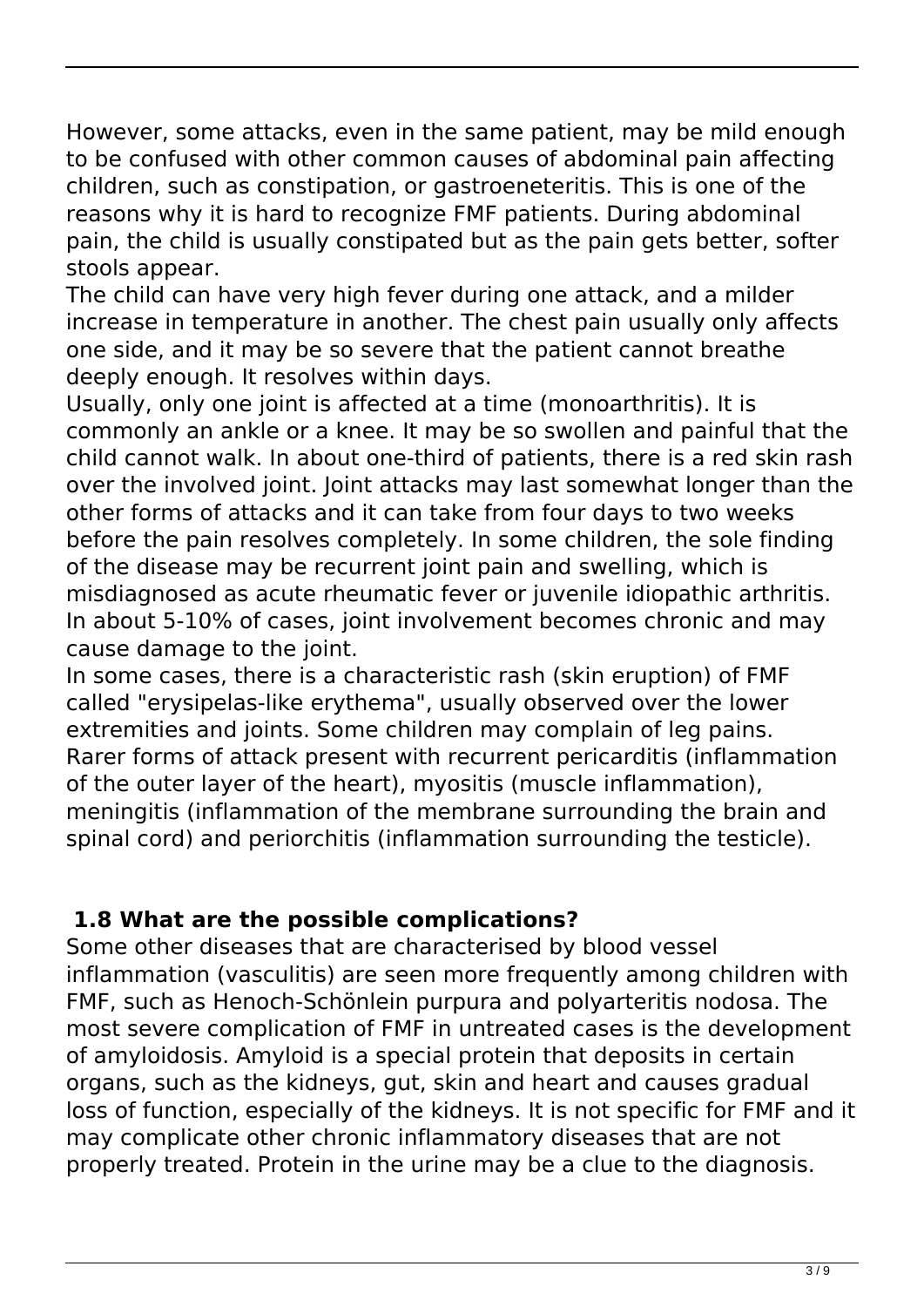However, some attacks, even in the same patient, may be mild enough to be confused with other common causes of abdominal pain affecting children, such as constipation, or gastroeneteritis. This is one of the reasons why it is hard to recognize FMF patients. During abdominal pain, the child is usually constipated but as the pain gets better, softer stools appear.

The child can have very high fever during one attack, and a milder increase in temperature in another. The chest pain usually only affects one side, and it may be so severe that the patient cannot breathe deeply enough. It resolves within days.

Usually, only one joint is affected at a time (monoarthritis). It is commonly an ankle or a knee. It may be so swollen and painful that the child cannot walk. In about one-third of patients, there is a red skin rash over the involved joint. Joint attacks may last somewhat longer than the other forms of attacks and it can take from four days to two weeks before the pain resolves completely. In some children, the sole finding of the disease may be recurrent joint pain and swelling, which is misdiagnosed as acute rheumatic fever or juvenile idiopathic arthritis. In about 5-10% of cases, joint involvement becomes chronic and may cause damage to the joint.

In some cases, there is a characteristic rash (skin eruption) of FMF called "erysipelas-like erythema", usually observed over the lower extremities and joints. Some children may complain of leg pains.

Rarer forms of attack present with recurrent pericarditis (inflammation of the outer layer of the heart), myositis (muscle inflammation), meningitis (inflammation of the membrane surrounding the brain and spinal cord) and periorchitis (inflammation surrounding the testicle).

### 1.8 What are the possible complications?

Some other diseases that are characterised by blood vessel inflammation (vasculitis) are seen more frequently among children with FMF, such as Henoch-Schönlein purpura and polyarteritis nodosa. The most severe complication of FMF in untreated cases is the development of amyloidosis. Amyloid is a special protein that deposits in certain organs, such as the kidneys, gut, skin and heart and causes gradual loss of function, especially of the kidneys. It is not specific for FMF and it may complicate other chronic inflammatory diseases that are not properly treated. Protein in the urine may be a clue to the diagnosis.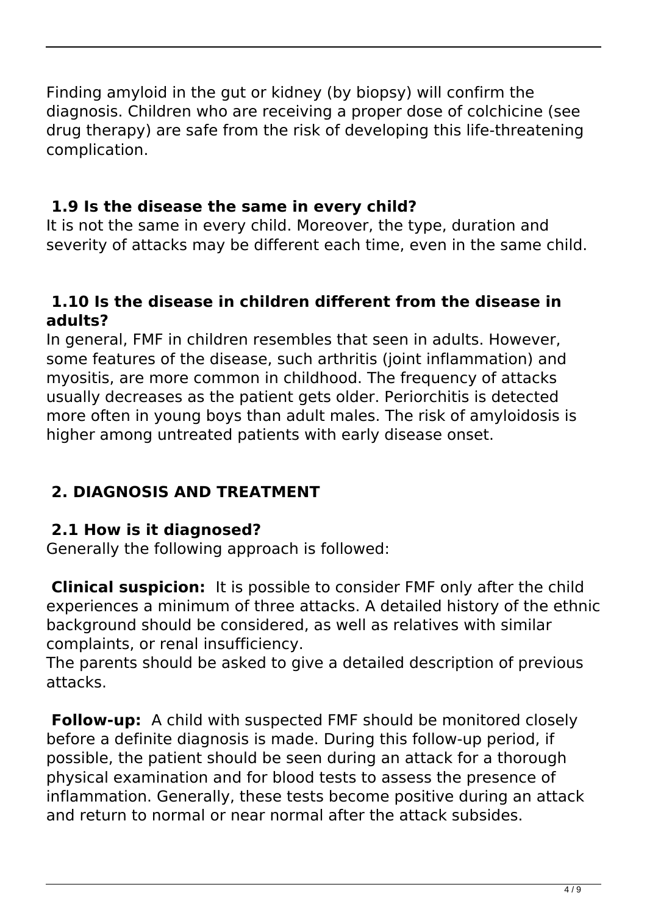Finding amyloid in the gut or kidney (by biopsy) will confirm the diagnosis. Children who are receiving a proper dose of colchicine (see drug therapy) are safe from the risk of developing this life-threatening complication.

### 1.9 Is the disease the same in every child?

It is not the same in every child. Moreover, the type, duration and severity of attacks may be different each time, even in the same child.

### 1.10 Is the disease in children different from the disease in adults?

In general, FMF in children resembles that seen in adults. However, some features of the disease, such arthritis (joint inflammation) and myositis, are more common in childhood. The frequency of attacks usually decreases as the patient gets older. Periorchitis is detected more often in young boys than adult males. The risk of amyloidosis is higher among untreated patients with early disease onset.

## 2. DIAGNOSIS AND TREATMENT

### 2.1 How is it diagnosed?

Generally the following approach is followed:

**Clinical suspicion:** It is possible to consider FMF only after the child experiences a minimum of three attacks. A detailed history of the ethnic background should be considered, as well as relatives with similar complaints, or renal insufficiency.
The parents should be asked to give a detailed description of previous attacks.

**Follow-up:** A child with suspected FMF should be monitored closely before a definite diagnosis is made. During this follow-up period, if possible, the patient should be seen during an attack for a thorough physical examination and for blood tests to assess the presence of inflammation. Generally, these tests become positive during an attack and return to normal or near normal after the attack subsides.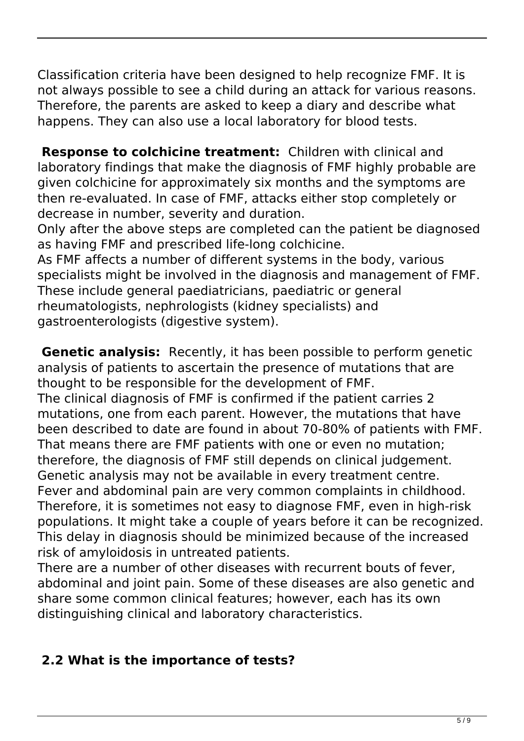Classification criteria have been designed to help recognize FMF. It is not always possible to see a child during an attack for various reasons. Therefore, the parents are asked to keep a diary and describe what happens. They can also use a local laboratory for blood tests.

**Response to colchicine treatment:** Children with clinical and laboratory findings that make the diagnosis of FMF highly probable are given colchicine for approximately six months and the symptoms are then re-evaluated. In case of FMF, attacks either stop completely or decrease in number, severity and duration.

Only after the above steps are completed can the patient be diagnosed as having FMF and prescribed life-long colchicine.

As FMF affects a number of different systems in the body, various specialists might be involved in the diagnosis and management of FMF. These include general paediatricians, paediatric or general rheumatologists, nephrologists (kidney specialists) and gastroenterologists (digestive system).

**Genetic analysis:** Recently, it has been possible to perform genetic analysis of patients to ascertain the presence of mutations that are thought to be responsible for the development of FMF.

The clinical diagnosis of FMF is confirmed if the patient carries 2 mutations, one from each parent. However, the mutations that have been described to date are found in about 70-80% of patients with FMF. That means there are FMF patients with one or even no mutation; therefore, the diagnosis of FMF still depends on clinical judgement. Genetic analysis may not be available in every treatment centre.

Fever and abdominal pain are very common complaints in childhood. Therefore, it is sometimes not easy to diagnose FMF, even in high-risk populations. It might take a couple of years before it can be recognized. This delay in diagnosis should be minimized because of the increased risk of amyloidosis in untreated patients.

There are a number of other diseases with recurrent bouts of fever, abdominal and joint pain. Some of these diseases are also genetic and share some common clinical features; however, each has its own distinguishing clinical and laboratory characteristics.

## 2.2 What is the importance of tests?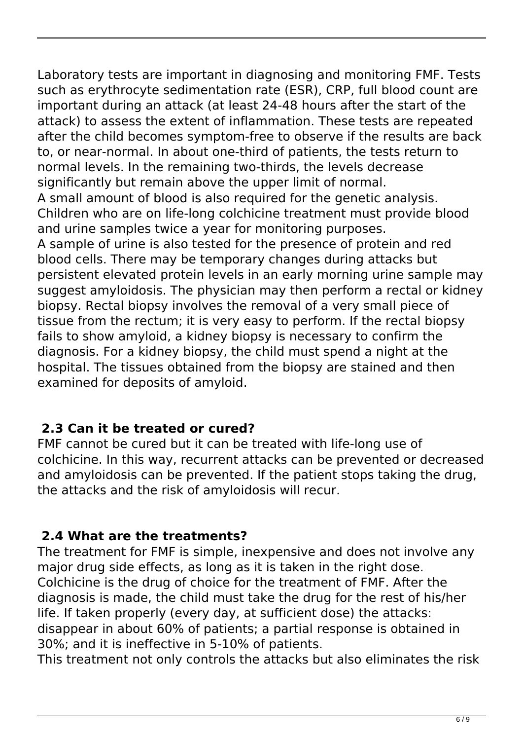Laboratory tests are important in diagnosing and monitoring FMF. Tests such as erythrocyte sedimentation rate (ESR), CRP, full blood count are important during an attack (at least 24-48 hours after the start of the attack) to assess the extent of inflammation. These tests are repeated after the child becomes symptom-free to observe if the results are back to, or near-normal. In about one-third of patients, the tests return to normal levels. In the remaining two-thirds, the levels decrease significantly but remain above the upper limit of normal.
A small amount of blood is also required for the genetic analysis. Children who are on life-long colchicine treatment must provide blood and urine samples twice a year for monitoring purposes.
A sample of urine is also tested for the presence of protein and red blood cells. There may be temporary changes during attacks but persistent elevated protein levels in an early morning urine sample may suggest amyloidosis. The physician may then perform a rectal or kidney biopsy. Rectal biopsy involves the removal of a very small piece of tissue from the rectum; it is very easy to perform. If the rectal biopsy fails to show amyloid, a kidney biopsy is necessary to confirm the diagnosis. For a kidney biopsy, the child must spend a night at the hospital. The tissues obtained from the biopsy are stained and then examined for deposits of amyloid.

## 2.3 Can it be treated or cured?

FMF cannot be cured but it can be treated with life-long use of colchicine. In this way, recurrent attacks can be prevented or decreased and amyloidosis can be prevented. If the patient stops taking the drug, the attacks and the risk of amyloidosis will recur.

## 2.4 What are the treatments?

The treatment for FMF is simple, inexpensive and does not involve any major drug side effects, as long as it is taken in the right dose. Colchicine is the drug of choice for the treatment of FMF. After the diagnosis is made, the child must take the drug for the rest of his/her life. If taken properly (every day, at sufficient dose) the attacks: disappear in about 60% of patients; a partial response is obtained in 30%; and it is ineffective in 5-10% of patients.
This treatment not only controls the attacks but also eliminates the risk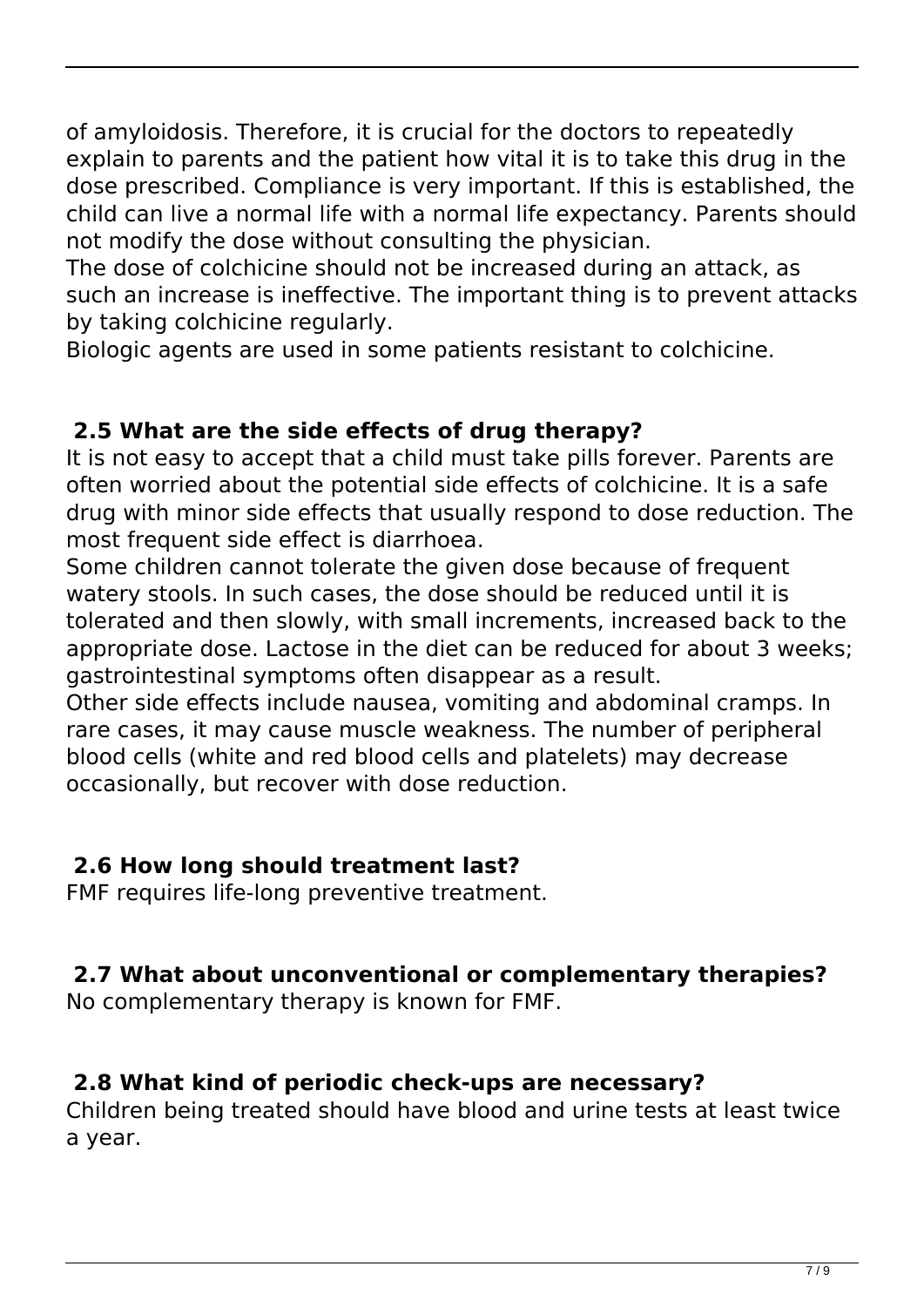of amyloidosis. Therefore, it is crucial for the doctors to repeatedly explain to parents and the patient how vital it is to take this drug in the dose prescribed. Compliance is very important. If this is established, the child can live a normal life with a normal life expectancy. Parents should not modify the dose without consulting the physician.

The dose of colchicine should not be increased during an attack, as such an increase is ineffective. The important thing is to prevent attacks by taking colchicine regularly.

Biologic agents are used in some patients resistant to colchicine.

### 2.5 What are the side effects of drug therapy?

It is not easy to accept that a child must take pills forever. Parents are often worried about the potential side effects of colchicine. It is a safe drug with minor side effects that usually respond to dose reduction. The most frequent side effect is diarrhoea.

Some children cannot tolerate the given dose because of frequent watery stools. In such cases, the dose should be reduced until it is tolerated and then slowly, with small increments, increased back to the appropriate dose. Lactose in the diet can be reduced for about 3 weeks; gastrointestinal symptoms often disappear as a result.

Other side effects include nausea, vomiting and abdominal cramps. In rare cases, it may cause muscle weakness. The number of peripheral blood cells (white and red blood cells and platelets) may decrease occasionally, but recover with dose reduction.

### 2.6 How long should treatment last?

FMF requires life-long preventive treatment.

### 2.7 What about unconventional or complementary therapies?

No complementary therapy is known for FMF.

### 2.8 What kind of periodic check-ups are necessary?

Children being treated should have blood and urine tests at least twice a year.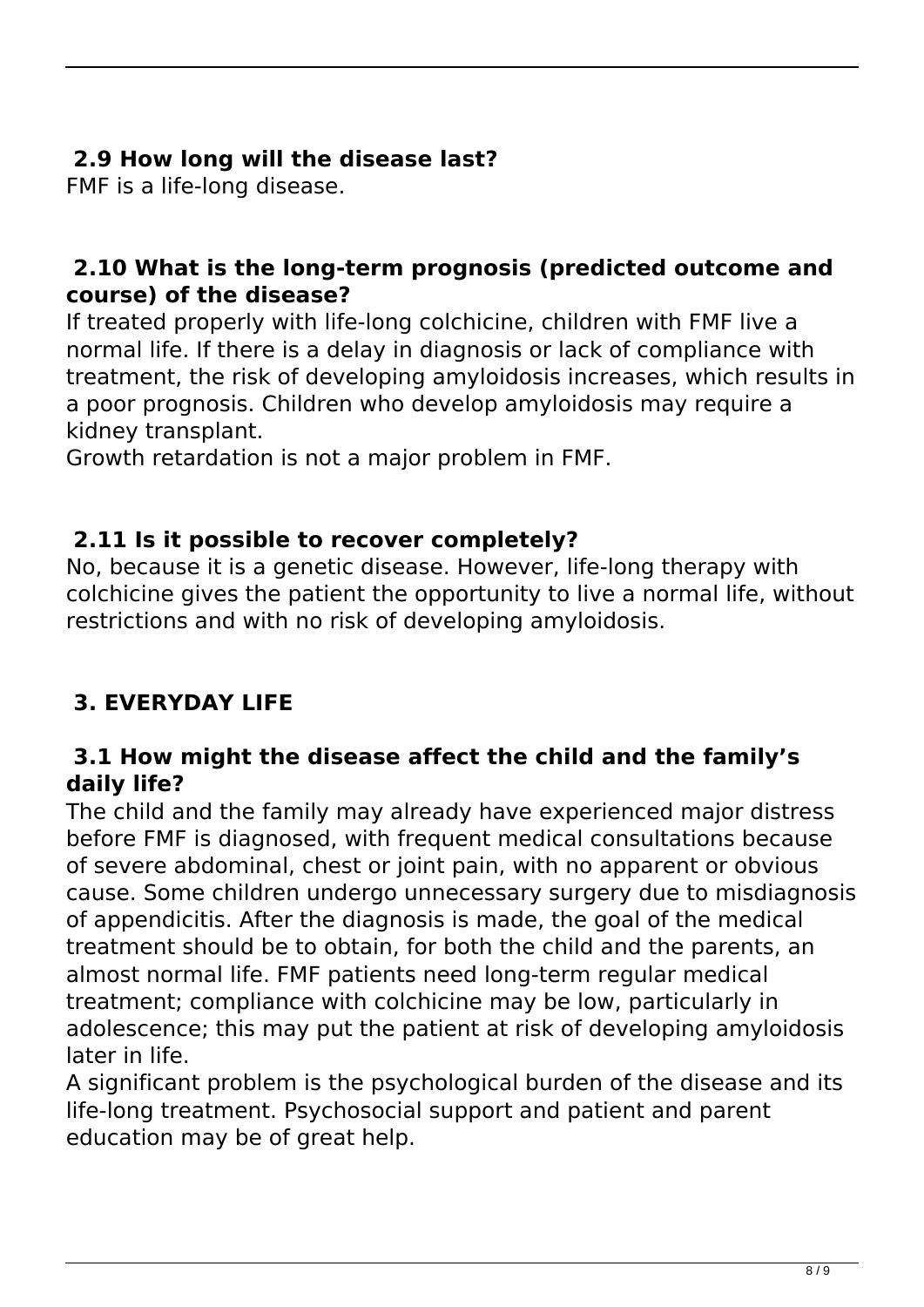### 2.9 How long will the disease last?

FMF is a life-long disease.

### 2.10 What is the long-term prognosis (predicted outcome and course) of the disease?

If treated properly with life-long colchicine, children with FMF live a normal life. If there is a delay in diagnosis or lack of compliance with treatment, the risk of developing amyloidosis increases, which results in a poor prognosis. Children who develop amyloidosis may require a kidney transplant.
Growth retardation is not a major problem in FMF.

### 2.11 Is it possible to recover completely?

No, because it is a genetic disease. However, life-long therapy with colchicine gives the patient the opportunity to live a normal life, without restrictions and with no risk of developing amyloidosis.

## 3. EVERYDAY LIFE

### 3.1 How might the disease affect the child and the family's daily life?

The child and the family may already have experienced major distress before FMF is diagnosed, with frequent medical consultations because of severe abdominal, chest or joint pain, with no apparent or obvious cause. Some children undergo unnecessary surgery due to misdiagnosis of appendicitis. After the diagnosis is made, the goal of the medical treatment should be to obtain, for both the child and the parents, an almost normal life. FMF patients need long-term regular medical treatment; compliance with colchicine may be low, particularly in adolescence; this may put the patient at risk of developing amyloidosis later in life.
A significant problem is the psychological burden of the disease and its life-long treatment. Psychosocial support and patient and parent education may be of great help.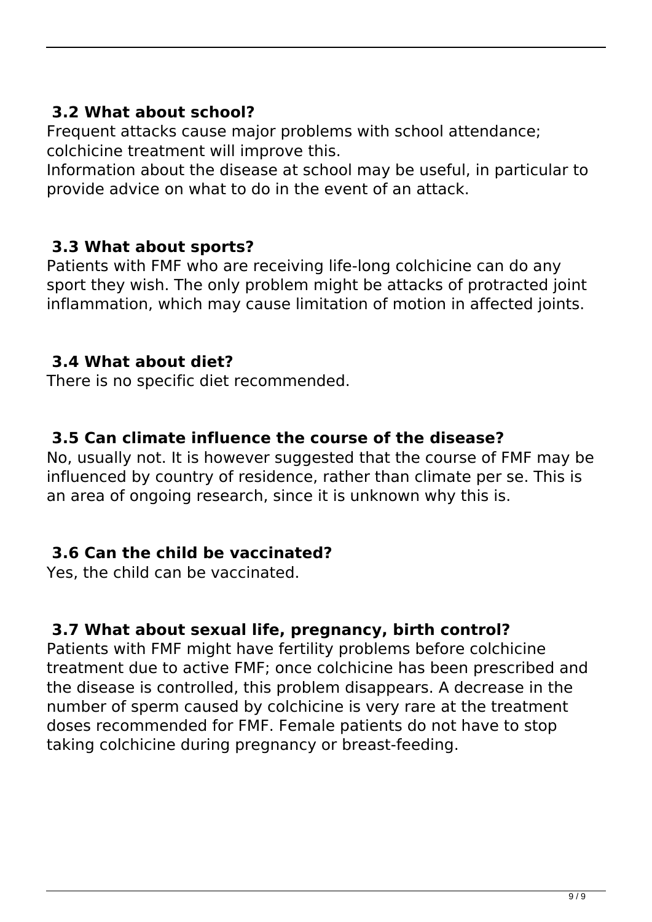### 3.2 What about school?

Frequent attacks cause major problems with school attendance; colchicine treatment will improve this.
Information about the disease at school may be useful, in particular to provide advice on what to do in the event of an attack.

### 3.3 What about sports?

Patients with FMF who are receiving life-long colchicine can do any sport they wish. The only problem might be attacks of protracted joint inflammation, which may cause limitation of motion in affected joints.

### 3.4 What about diet?

There is no specific diet recommended.

### 3.5 Can climate influence the course of the disease?

No, usually not. It is however suggested that the course of FMF may be influenced by country of residence, rather than climate per se. This is an area of ongoing research, since it is unknown why this is.

### 3.6 Can the child be vaccinated?

Yes, the child can be vaccinated.

### 3.7 What about sexual life, pregnancy, birth control?

Patients with FMF might have fertility problems before colchicine treatment due to active FMF; once colchicine has been prescribed and the disease is controlled, this problem disappears. A decrease in the number of sperm caused by colchicine is very rare at the treatment doses recommended for FMF. Female patients do not have to stop taking colchicine during pregnancy or breast-feeding.